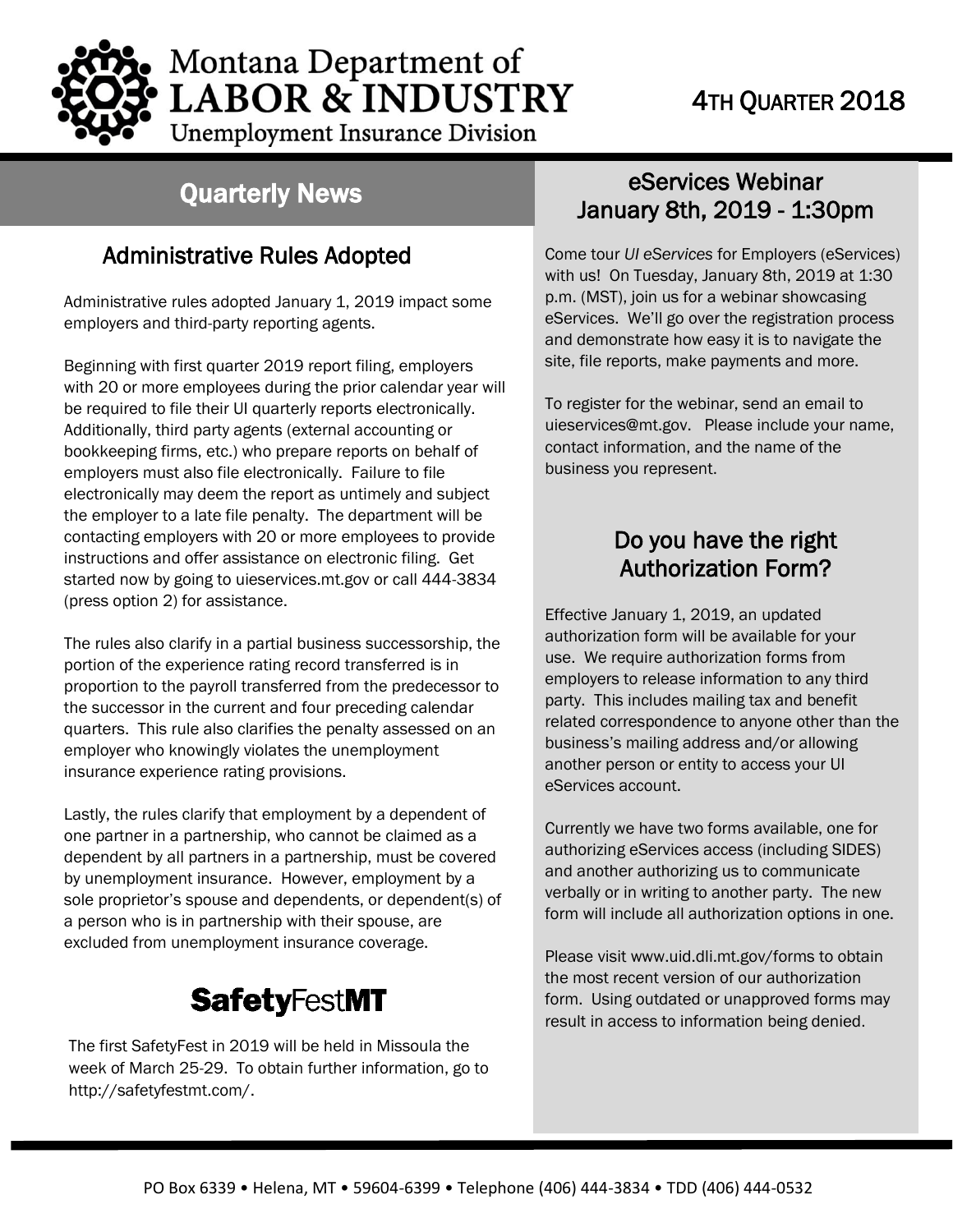# Montana Department of LABOR & INDUSTRY

Unemployment Insurance Division

4TH QUARTER 2018

## Quarterly News

### Administrative Rules Adopted

Administrative rules adopted January 1, 2019 impact some employers and third-party reporting agents.

Beginning with first quarter 2019 report filing, employers with 20 or more employees during the prior calendar year will be required to file their UI quarterly reports electronically. Additionally, third party agents (external accounting or bookkeeping firms, etc.) who prepare reports on behalf of employers must also file electronically. Failure to file electronically may deem the report as untimely and subject the employer to a late file penalty. The department will be contacting employers with 20 or more employees to provide instructions and offer assistance on electronic filing. Get started now by going to uieservices.mt.gov or call 444-3834 (press option 2) for assistance.

The rules also clarify in a partial business successorship, the portion of the experience rating record transferred is in proportion to the payroll transferred from the predecessor to the successor in the current and four preceding calendar quarters. This rule also clarifies the penalty assessed on an employer who knowingly violates the unemployment insurance experience rating provisions.

Lastly, the rules clarify that employment by a dependent of one partner in a partnership, who cannot be claimed as a dependent by all partners in a partnership, must be covered by unemployment insurance. However, employment by a sole proprietor's spouse and dependents, or dependent(s) of a person who is in partnership with their spouse, are excluded from unemployment insurance coverage.

### SafetyFestMT

The first SafetyFest in 2019 will be held in Missoula the week of March 25-29. To obtain further information, go to http://safetyfestmt.com/.

### eServices Webinar January 8th, 2019 - 1:30pm

Come tour *UI eServices* for Employers (eServices) with us! On Tuesday, January 8th, 2019 at 1:30 p.m. (MST), join us for a webinar showcasing eServices. We'll go over the registration process and demonstrate how easy it is to navigate the site, file reports, make payments and more.

To register for the webinar, send an email to uieservices@mt.gov. Please include your name, contact information, and the name of the business you represent.

### Do you have the right Authorization Form?

Effective January 1, 2019, an updated authorization form will be available for your use. We require authorization forms from employers to release information to any third party. This includes mailing tax and benefit related correspondence to anyone other than the business's mailing address and/or allowing another person or entity to access your UI eServices account.

Currently we have two forms available, one for authorizing eServices access (including SIDES) and another authorizing us to communicate verbally or in writing to another party. The new form will include all authorization options in one.

Please visit www.uid.dli.mt.gov/forms to obtain the most recent version of our authorization form. Using outdated or unapproved forms may result in access to information being denied.

PO Box 6339 • Helena, MT • 59604-6399 • Telephone (406) 444-3834 • TDD (406) 444-0532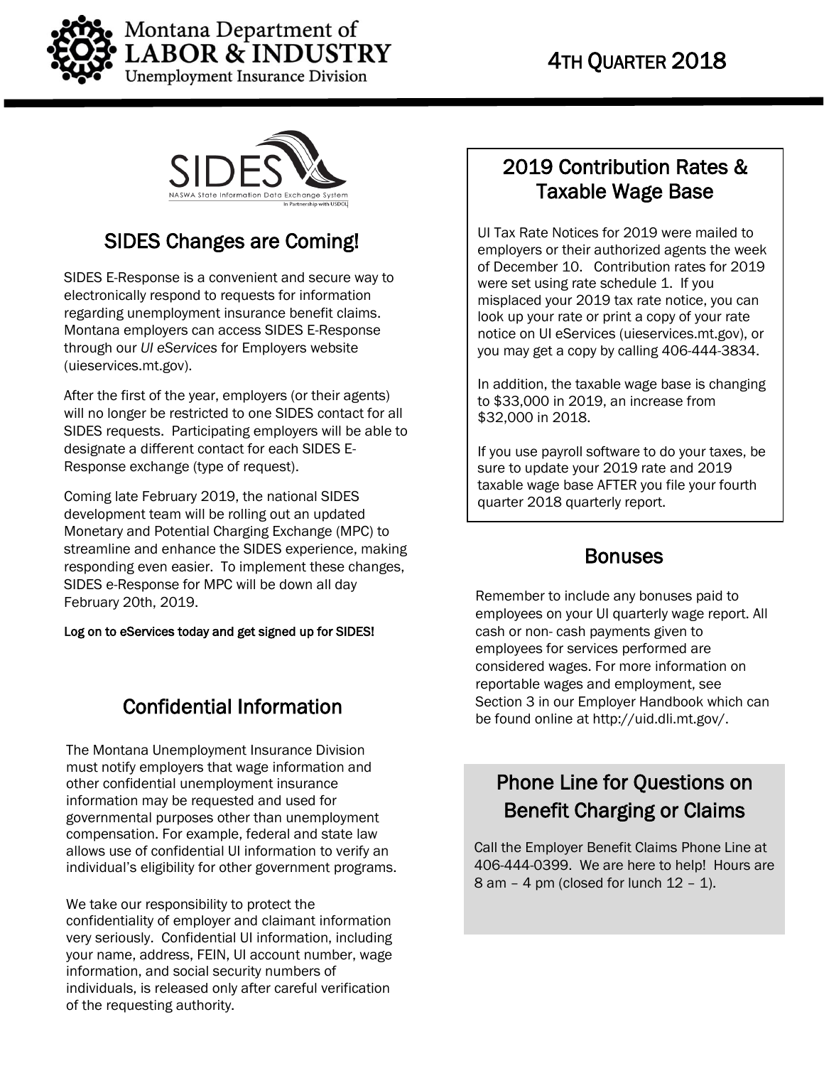# Montana Department of LABOR & INDUSTRY

Unemployment Insurance Division

4TH QUARTER 2018

## SIDES Changes are Coming!

SIDES E-Response is a convenient and secure way to electronically respond to requests for information regarding unemployment insurance benefit claims. Montana employers can access SIDES E-Response through our *UI eServices* for Employers website (uieservices.mt.gov).

After the first of the year, employers (or their agents) will no longer be restricted to one SIDES contact for all SIDES requests. Participating employers will be able to designate a different contact for each SIDES E-Response exchange (type of request).

Coming late February 2019, the national SIDES development team will be rolling out an updated Monetary and Potential Charging Exchange (MPC) to streamline and enhance the SIDES experience, making responding even easier. To implement these changes, SIDES e-Response for MPC will be down all day February 20th, 2019.

**Log on to eServices today and get signed up for SIDES!**

## Confidential Information

The Montana Unemployment Insurance Division must notify employers that wage information and other confidential unemployment insurance information may be requested and used for governmental purposes other than unemployment compensation. For example, federal and state law allows use of confidential UI information to verify an individual's eligibility for other government programs.

We take our responsibility to protect the confidentiality of employer and claimant information very seriously. Confidential UI information, including your name, address, FEIN, UI account number, wage information, and social security numbers of individuals, is released only after careful verification of the requesting authority.

## 2019 Contribution Rates & Taxable Wage Base

UI Tax Rate Notices for 2019 were mailed to employers or their authorized agents the week of December 10. Contribution rates for 2019 were set using rate schedule 1. If you misplaced your 2019 tax rate notice, you can look up your rate or print a copy of your rate notice on UI eServices (uieservices.mt.gov), or you may get a copy by calling 406-444-3834.

In addition, the taxable wage base is changing to $33,000 in 2019, an increase from $32,000 in 2018.

If you use payroll software to do your taxes, be sure to update your 2019 rate and 2019 taxable wage base AFTER you file your fourth quarter 2018 quarterly report.

## Bonuses

Remember to include any bonuses paid to employees on your UI quarterly wage report. All cash or non- cash payments given to employees for services performed are considered wages. For more information on reportable wages and employment, see Section 3 in our Employer Handbook which can be found online at http://uid.dli.mt.gov/.

## Phone Line for Questions on Benefit Charging or Claims

Call the Employer Benefit Claims Phone Line at 406-444-0399. We are here to help! Hours are 8 am – 4 pm (closed for lunch 12 – 1).